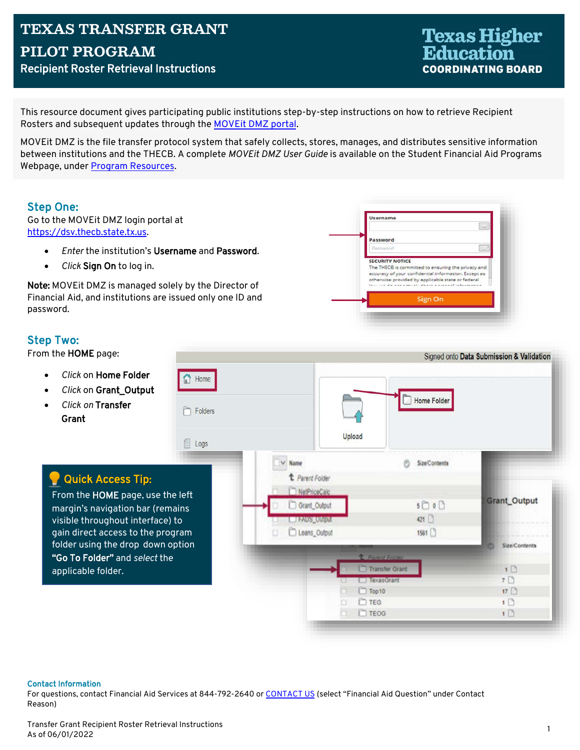# TEXAS TRANSFER GRANT PILOT PROGRAM

## Recipient Roster Retrieval Instructions

Texas Higher Education COORDINATING BOARD

This resource document gives participating public institutions step-by-step instructions on how to retrieve Recipient Rosters and subsequent updates through the [MOVEit DMZ portal](https://dsv.thecb.state.tx.us).

MOVEit DMZ is the file transfer protocol system that safely collects, stores, manages, and distributes sensitive information between institutions and the THECB. A complete *MOVEit DMZ User Guide* is available on the Student Financial Aid Programs Webpage, under Program Resources.

## Step One:

Go to the MOVEit DMZ login portal at https://dsv.thecb.state.tx.us.

- *Enter* the institution's **Username** and **Password**.
- *Click* **Sign On** to log in.

**Note:** MOVEit DMZ is managed solely by the Director of Financial Aid, and institutions are issued only one ID and password.

## Step Two:

From the **HOME** page:

- *Click* on **Home Folder**
- *Click* on **Grant_Output**
- *Click on* **Transfer Grant**

### Quick Access Tip:

From the **HOME** page, use the left margin's navigation bar (remains visible throughout interface) to gain direct access to the program folder using the drop down option **"Go To Folder"** and *select* the applicable folder.

### Contact Information

For questions, contact Financial Aid Services at 844-792-2640 or CONTACT US (select "Financial Aid Question" under Contact Reason)

Transfer Grant Recipient Roster Retrieval Instructions
As of 06/01/2022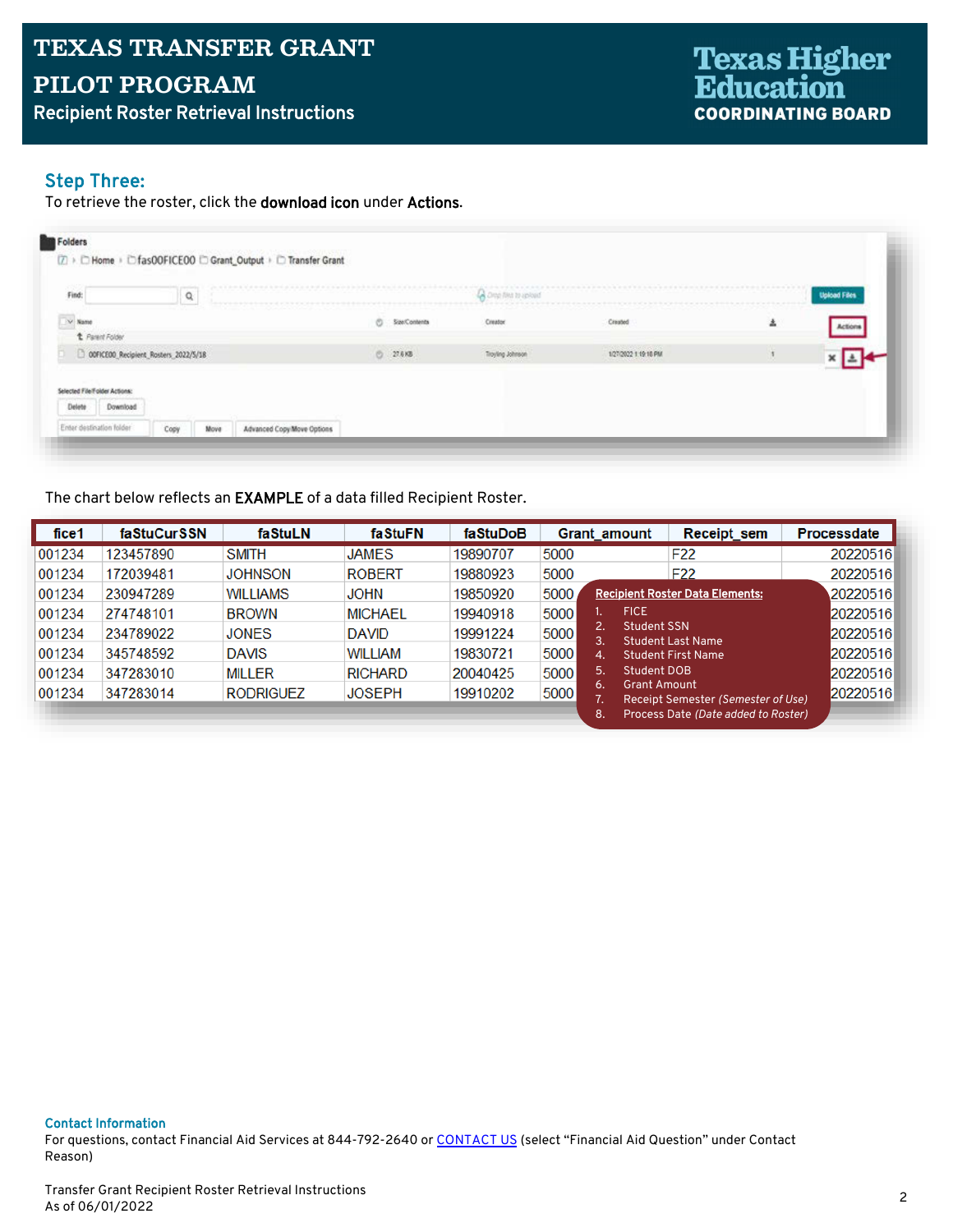# TEXAS TRANSFER GRANT PILOT PROGRAM

## Recipient Roster Retrieval Instructions

### Step Three:

To retrieve the roster, click the **download icon** under **Actions**.

Folders

Home › fas00FICE00 › Grant_Output › Transfer Grant

Find:

Upload Files

| Name | Size/Contents | Creator | Created | | Actions |
|---|---|---|---|---|---|
| Parent Folder | | | | | |
| 00FICE00_Recipient_Rosters_2022/5/18 | 27.6 KB | Troyling Johnson | 1/27/2022 1:19:18 PM | 1 | |

Selected File/Folder Actions:

Delete | Download

Enter destination folder | Copy | Move | Advanced Copy/Move Options

The chart below reflects an **EXAMPLE** of a data filled Recipient Roster.

| fice1 | faStuCurSSN | faStuLN | faStuFN | faStuDoB | Grant_amount | Receipt_sem | Processdate |
|---|---|---|---|---|---|---|---|
| 001234 | 123457890 | SMITH | JAMES | 19890707 | 5000 | F22 | 20220516 |
| 001234 | 172039481 | JOHNSON | ROBERT | 19880923 | 5000 | F22 | 20220516 |
| 001234 | 230947289 | WILLIAMS | JOHN | 19850920 | 5000 | | 20220516 |
| 001234 | 274748101 | BROWN | MICHAEL | 19940918 | 5000 | | 20220516 |
| 001234 | 234789022 | JONES | DAVID | 19991224 | 5000 | | 20220516 |
| 001234 | 345748592 | DAVIS | WILLIAM | 19830721 | 5000 | | 20220516 |
| 001234 | 347283010 | MILLER | RICHARD | 20040425 | 5000 | | 20220516 |
| 001234 | 347283014 | RODRIGUEZ | JOSEPH | 19910202 | 5000 | | 20220516 |

**Recipient Roster Data Elements:**

1. FICE
2. Student SSN
3. Student Last Name
4. Student First Name
5. Student DOB
6. Grant Amount
7. Receipt Semester *(Semester of Use)*
8. Process Date *(Date added to Roster)*

**Contact Information**

For questions, contact Financial Aid Services at 844-792-2640 or CONTACT US (select "Financial Aid Question" under Contact Reason)

Transfer Grant Recipient Roster Retrieval Instructions
As of 06/01/2022